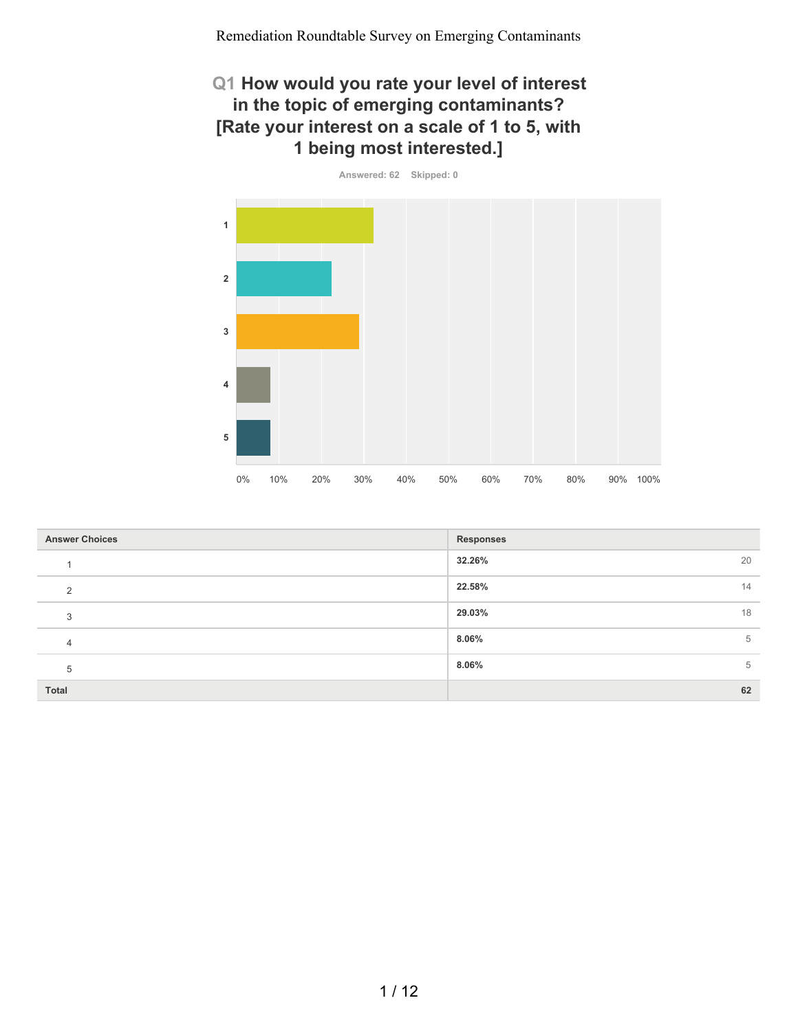Remediation Roundtable Survey on Emerging Contaminants

## Q1 How would you rate your level of interest in the topic of emerging contaminants? [Rate your interest on a scale of 1 to 5, with 1 being most interested.]

Answered: 62 Skipped: 0

| Answer Choices | Responses | |
|---|---|---|
| 1 | **32.26%** | 20 |
| 2 | **22.58%** | 14 |
| 3 | **29.03%** | 18 |
| 4 | **8.06%** | 5 |
| 5 | **8.06%** | 5 |
| **Total** | | **62** |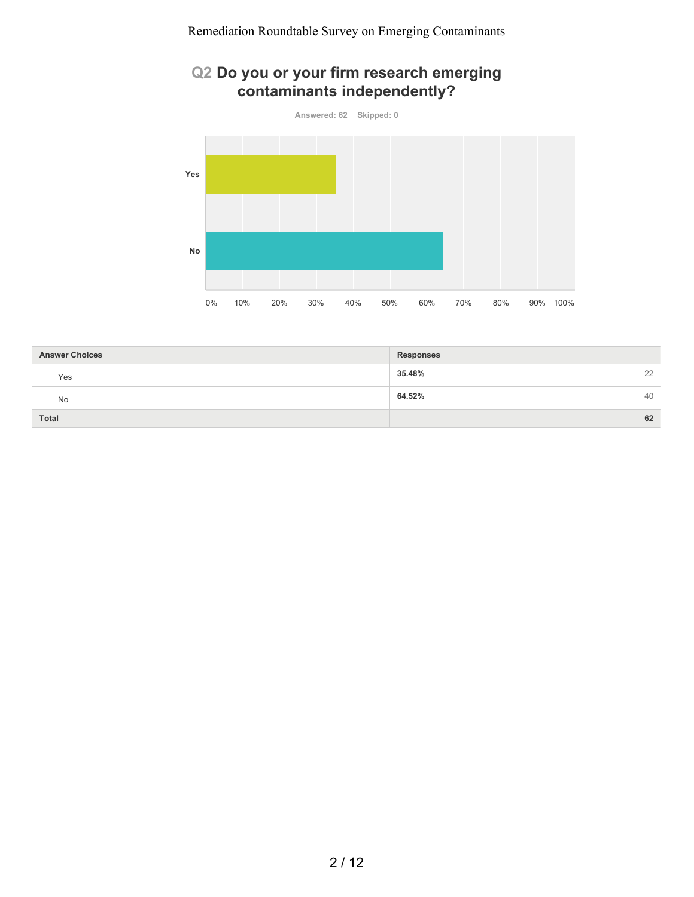## Q2 Do you or your firm research emerging contaminants independently?

Answered: 62 Skipped: 0

| Answer Choices | Responses | |
|---|---|---|
| Yes | 35.48% | 22 |
| No | 64.52% | 40 |
| **Total** | | **62** |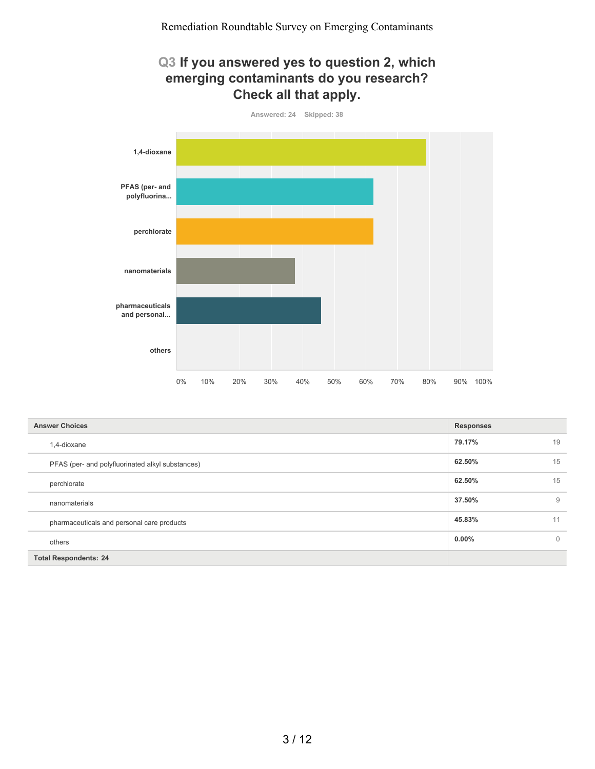# Q3 If you answered yes to question 2, which emerging contaminants do you research? Check all that apply.

Answered: 24 Skipped: 38

| Answer Choices | Responses | |
|---|---|---|
| 1,4-dioxane | 79.17% | 19 |
| PFAS (per- and polyfluorinated alkyl substances) | 62.50% | 15 |
| perchlorate | 62.50% | 15 |
| nanomaterials | 37.50% | 9 |
| pharmaceuticals and personal care products | 45.83% | 11 |
| others | 0.00% | 0 |
| Total Respondents: 24 | | |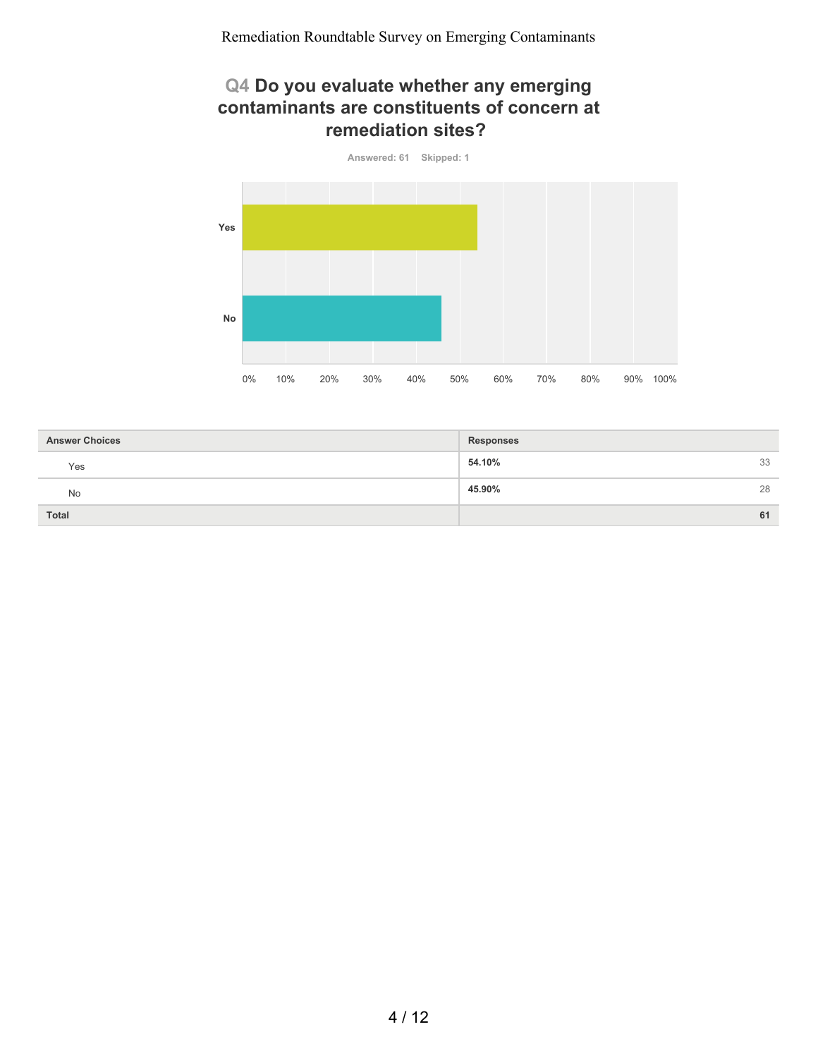## Q4 Do you evaluate whether any emerging contaminants are constituents of concern at remediation sites?

Answered: 61 Skipped: 1

| Answer Choices | Responses | |
|---|---|---|
| Yes | 54.10% | 33 |
| No | 45.90% | 28 |
| Total | | 61 |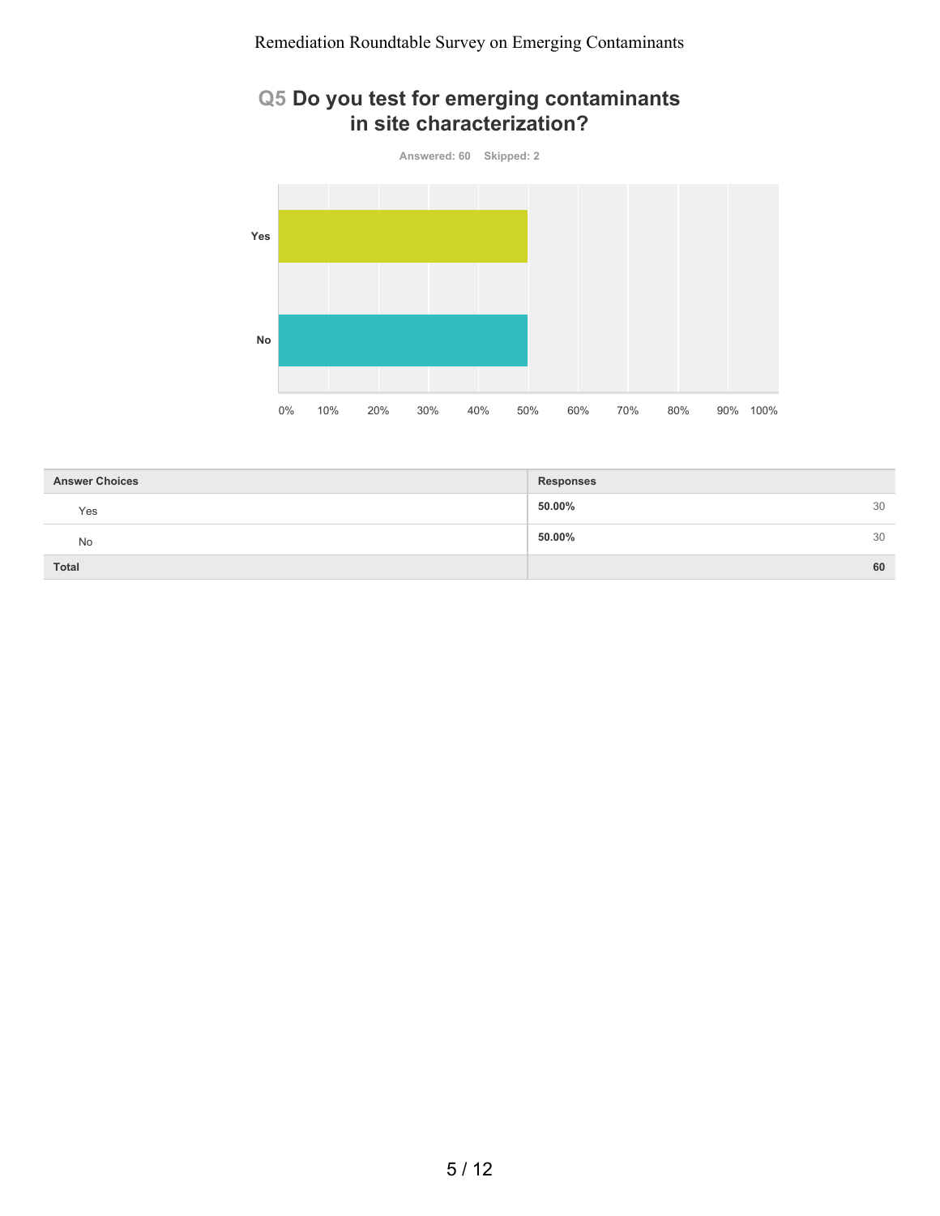## Q5 Do you test for emerging contaminants in site characterization?

Answered: 60 Skipped: 2

| Answer Choices | Responses | |
|---|---|---|
| Yes | 50.00% | 30 |
| No | 50.00% | 30 |
| Total | | 60 |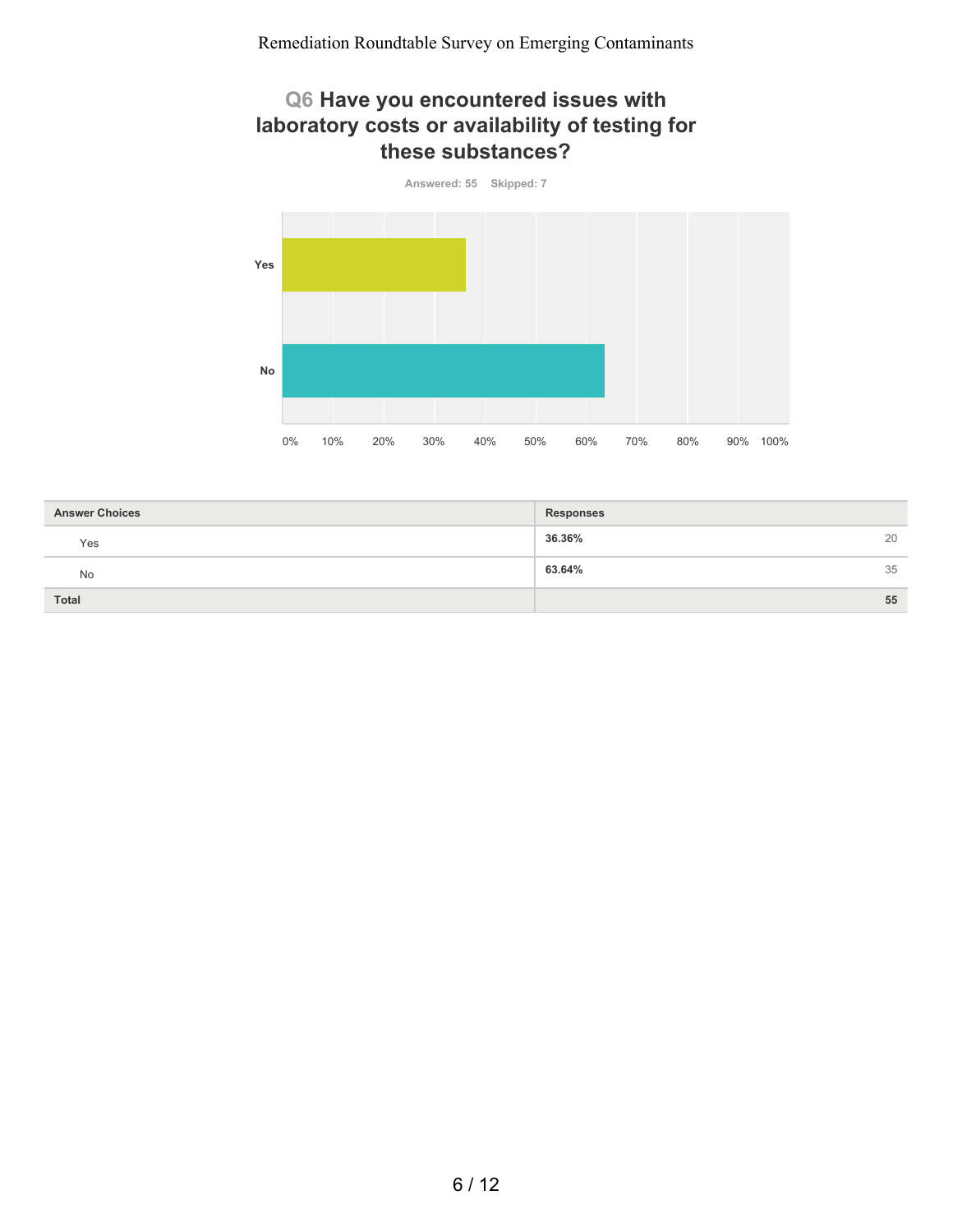## Q6 Have you encountered issues with laboratory costs or availability of testing for these substances?

Answered: 55 Skipped: 7

| Answer Choices | Responses | |
|---|---|---|
| Yes | 36.36% | 20 |
| No | 63.64% | 35 |
| Total | | 55 |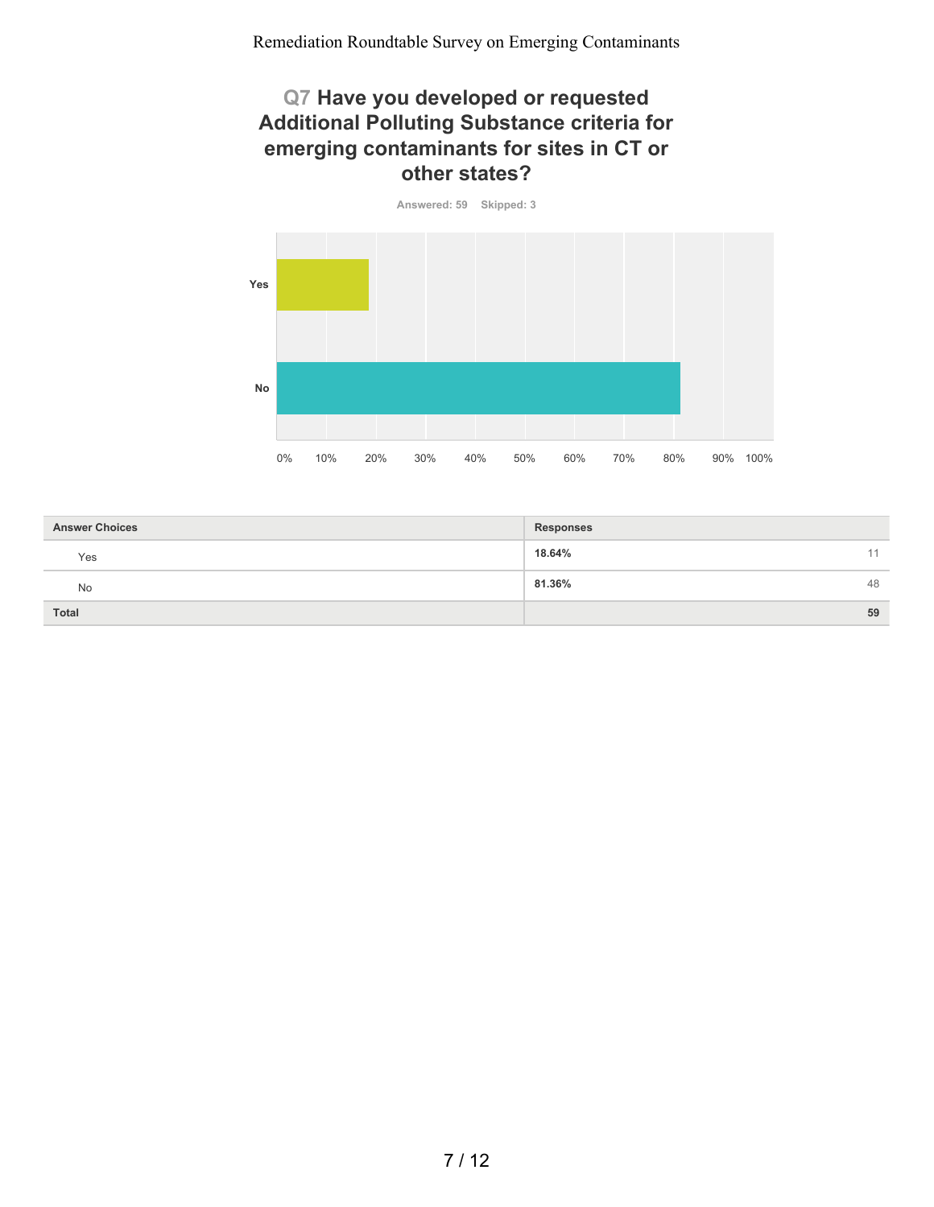## Q7 Have you developed or requested Additional Polluting Substance criteria for emerging contaminants for sites in CT or other states?

Answered: 59 Skipped: 3

| Answer Choices | Responses | |
|---|---|---|
| Yes | **18.64%** | 11 |
| No | **81.36%** | 48 |
| **Total** | | **59** |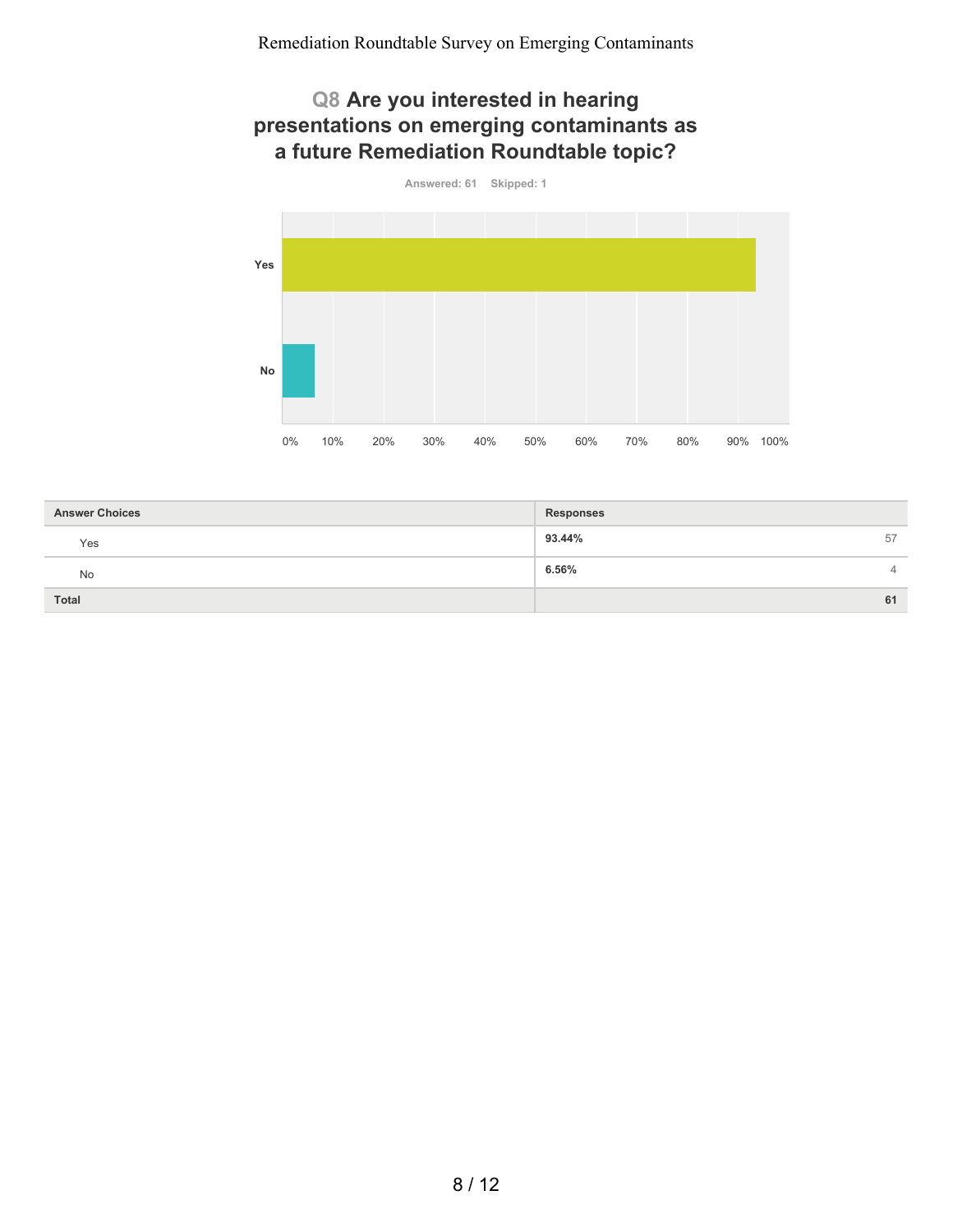## Q8 Are you interested in hearing presentations on emerging contaminants as a future Remediation Roundtable topic?

Answered: 61 Skipped: 1

| Answer Choices | Responses | |
|---|---|---|
| Yes | 93.44% | 57 |
| No | 6.56% | 4 |
| Total | | 61 |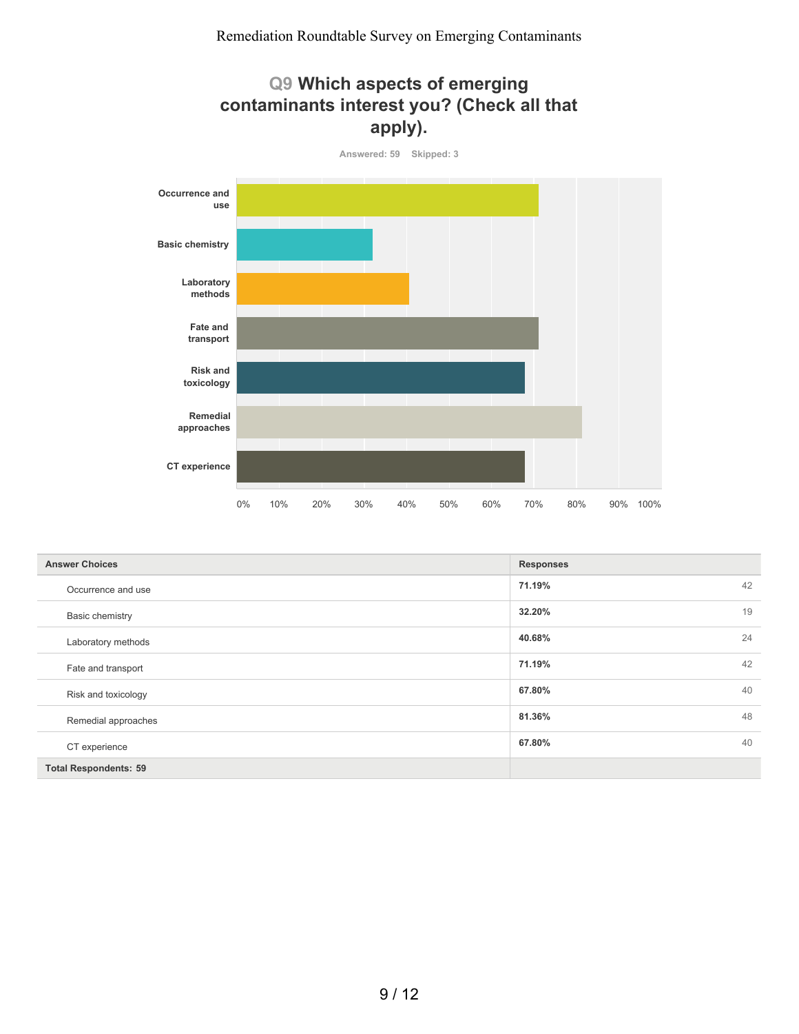## Q9 Which aspects of emerging contaminants interest you? (Check all that apply).

Answered: 59 Skipped: 3

| Answer Choices | Responses | |
|---|---|---|
| Occurrence and use | 71.19% | 42 |
| Basic chemistry | 32.20% | 19 |
| Laboratory methods | 40.68% | 24 |
| Fate and transport | 71.19% | 42 |
| Risk and toxicology | 67.80% | 40 |
| Remedial approaches | 81.36% | 48 |
| CT experience | 67.80% | 40 |
| **Total Respondents: 59** | | |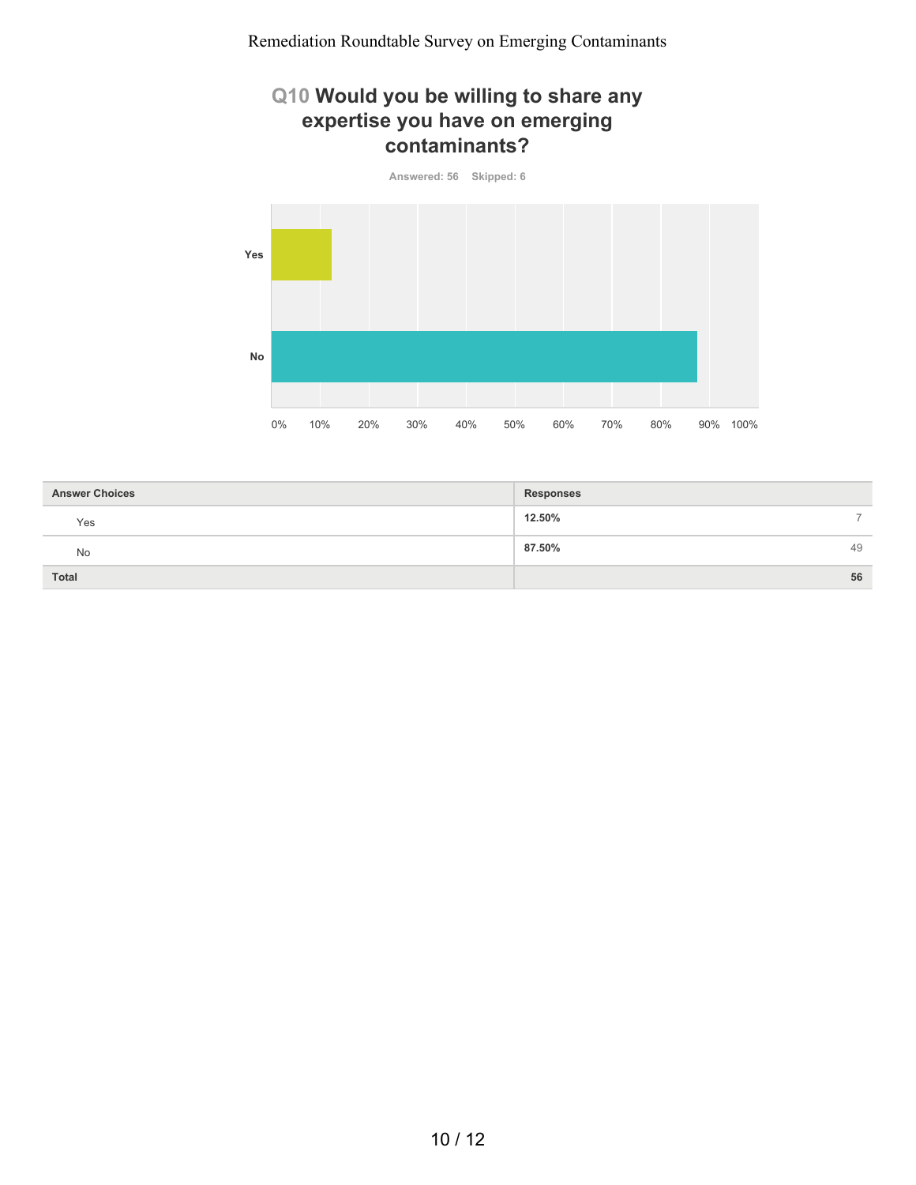## Q10 Would you be willing to share any expertise you have on emerging contaminants?

Answered: 56 Skipped: 6

| Answer Choices | Responses | |
|---|---|---|
| Yes | 12.50% | 7 |
| No | 87.50% | 49 |
| Total | | 56 |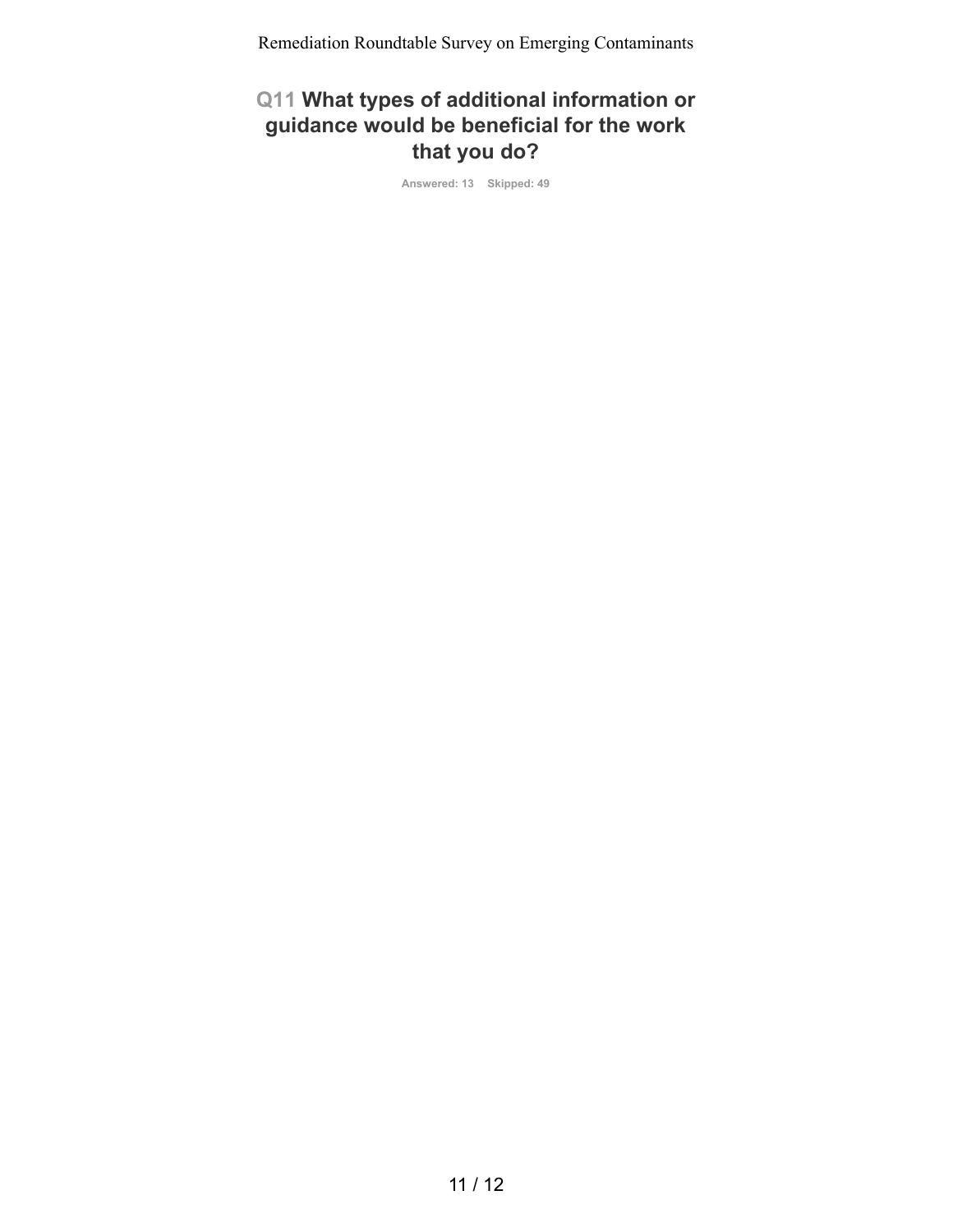## Q11 What types of additional information or guidance would be beneficial for the work that you do?

Answered: 13 Skipped: 49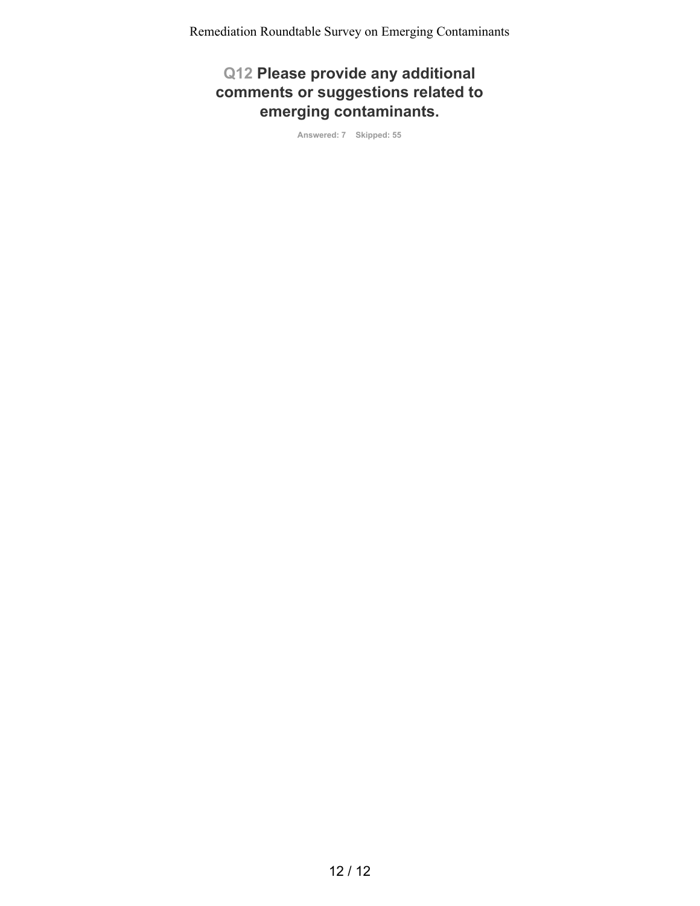## Q12 Please provide any additional comments or suggestions related to emerging contaminants.

Answered: 7 Skipped: 55